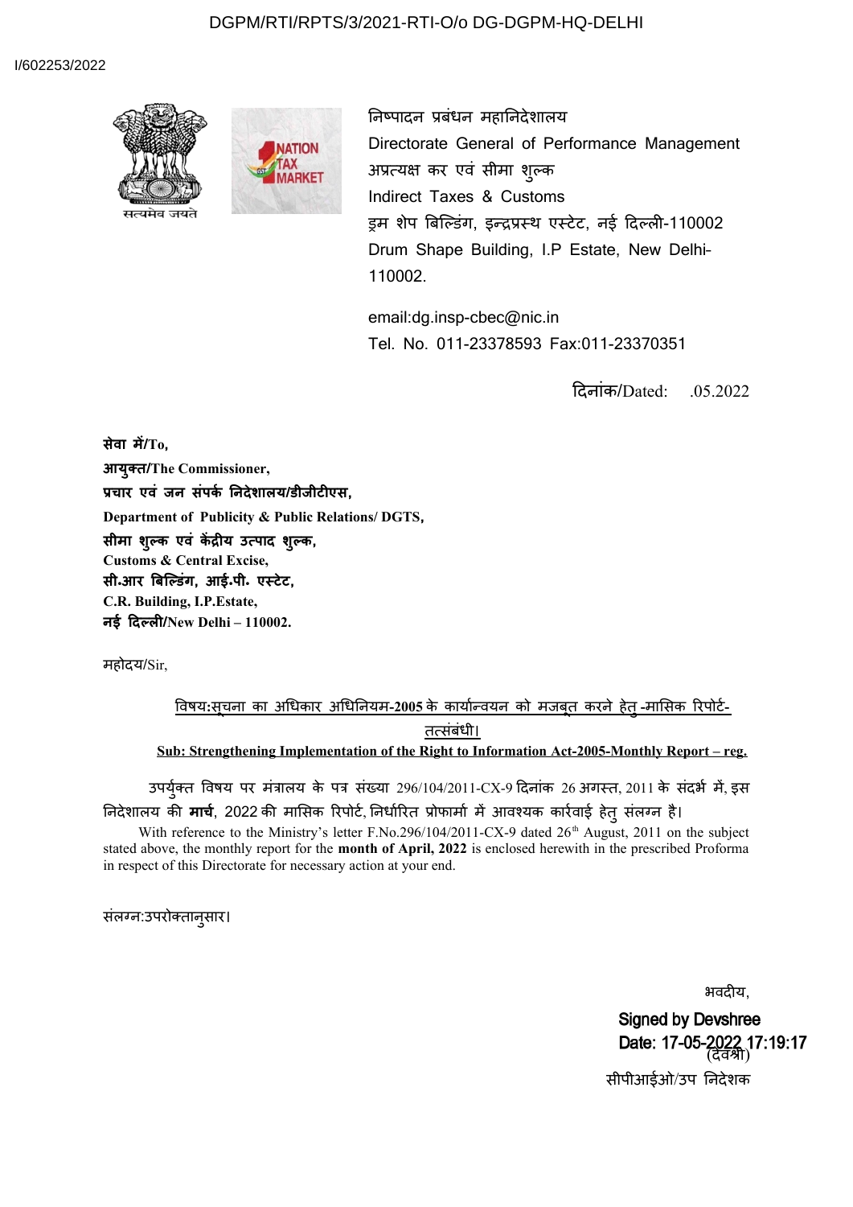DGPM/RTI/RPTS/3/2021-RTI-O/o DG-DGPM-HQ-DELHI

I/602253/2022

सत्यमेव जयते

NATION TAX MARKET

निष्पादन प्रबंधन महानिदेशालय
Directorate General of Performance Management
अप्रत्यक्ष कर एवं सीमा शुल्क
Indirect Taxes & Customs
ड्रम शेप बिल्डिंग, इन्द्रप्रस्थ एस्टेट, नई दिल्ली-110002
Drum Shape Building, I.P Estate, New Delhi-110002.

email:dg.insp-cbec@nic.in
Tel. No. 011-23378593 Fax:011-23370351

दिनांक/Dated: .05.2022

**सेवा में/To,**
**आयुक्त/The Commissioner,**
**प्रचार एवं जन संपर्क निदेशालय/डीजीटीएस,**
**Department of Publicity & Public Relations/ DGTS,**
**सीमा शुल्क एवं केंद्रीय उत्पाद शुल्क,**
**Customs & Central Excise,**
**सी.आर बिल्डिंग, आई.पी. एस्टेट,**
**C.R. Building, I.P.Estate,**
**नई दिल्ली/New Delhi – 110002.**

महोदय/Sir,

विषय:सूचना का अधिकार अधिनियम-2005 के कार्यान्वयन को मजबूत करने हेतु-मासिक रिपोर्ट-तत्संबंधी।

**Sub: Strengthening Implementation of the Right to Information Act-2005-Monthly Report – reg.**

उपर्युक्त विषय पर मंत्रालय के पत्र संख्या 296/104/2011-CX-9 दिनांक 26 अगस्त, 2011 के संदर्भ में, इस निदेशालय की **मार्च**, 2022 की मासिक रिपोर्ट, निर्धारित प्रोफार्मा में आवश्यक कार्रवाई हेतु संलग्न है।

With reference to the Ministry's letter F.No.296/104/2011-CX-9 dated 26th August, 2011 on the subject stated above, the monthly report for the **month of April, 2022** is enclosed herewith in the prescribed Proforma in respect of this Directorate for necessary action at your end.

संलग्न:उपरोक्तानुसार।

भवदीय,

Signed by Devshree
Date: 17-05-2022 17:19:17
(देवश्री)
सीपीआईओ/उप निदेशक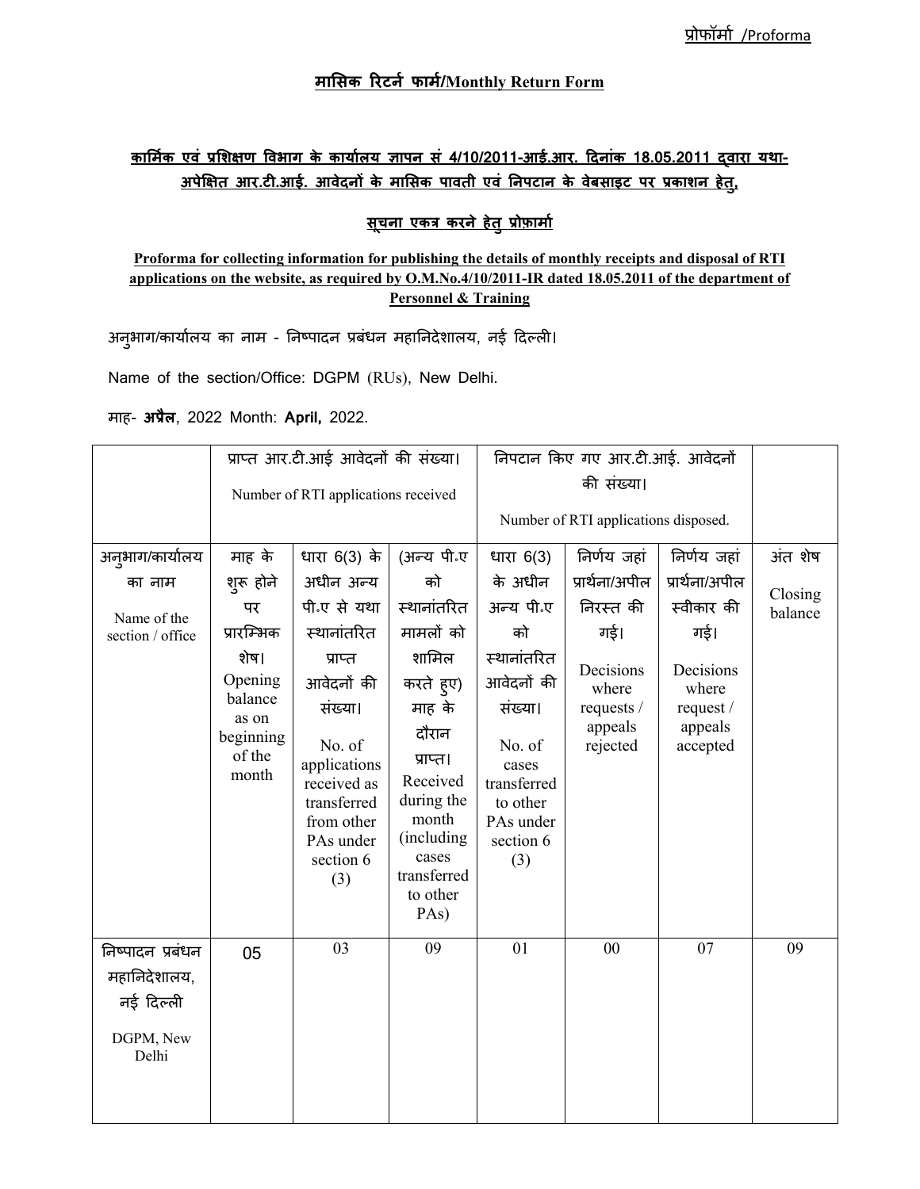प्रोफॉर्मा /Proforma

## मासिक रिटर्न फार्म/Monthly Return Form

**कार्मिक एवं प्रशिक्षण विभाग के कार्यालय ज्ञापन सं 4/10/2011-आई.आर. दिनांक 18.05.2011 द्वारा यथा-अपेक्षित आर.टी.आई. आवेदनों के मासिक पावती एवं निपटान के वेबसाइट पर प्रकाशन हेतु,**

**सूचना एकत्र करने हेतु प्रोफ़ार्मा**

**Proforma for collecting information for publishing the details of monthly receipts and disposal of RTI applications on the website, as required by O.M.No.4/10/2011-IR dated 18.05.2011 of the department of Personnel & Training**

अनुभाग/कार्यालय का नाम - निष्पादन प्रबंधन महानिदेशालय, नई दिल्ली।

Name of the section/Office: DGPM (RUs), New Delhi.

माह- **अप्रैल**, 2022 Month: **April,** 2022.

| | प्राप्त आर.टी.आई आवेदनों की संख्या। Number of RTI applications received | | | निपटान किए गए आर.टी.आई. आवेदनों की संख्या। Number of RTI applications disposed. | | | |
|---|---|---|---|---|---|---|---|
| अनुभाग/कार्यालय का नाम Name of the section / office | माह के शुरू होने पर प्रारम्भिक शेष। Opening balance as on beginning of the month | धारा 6(3) के अधीन अन्य पी॰ए से यथा स्थानांतरित प्राप्त आवेदनों की संख्या। No. of applications received as transferred from other PAs under section 6 (3) | (अन्य पी॰ए को स्थानांतरित मामलों को शामिल करते हुए) माह के दौरान प्राप्त। Received during the month (including cases transferred to other PAs) | धारा 6(3) के अधीन अन्य पी॰ए को स्थानांतरित आवेदनों की संख्या। No. of cases transferred to other PAs under section 6 (3) | निर्णय जहां प्रार्थना/अपील निरस्त की गई। Decisions where requests / appeals rejected | निर्णय जहां प्रार्थना/अपील स्वीकार की गई। Decisions where request / appeals accepted | अंत शेष Closing balance |
| निष्पादन प्रबंधन महानिदेशालय, नई दिल्ली DGPM, New Delhi | 05 | 03 | 09 | 01 | 00 | 07 | 09 |